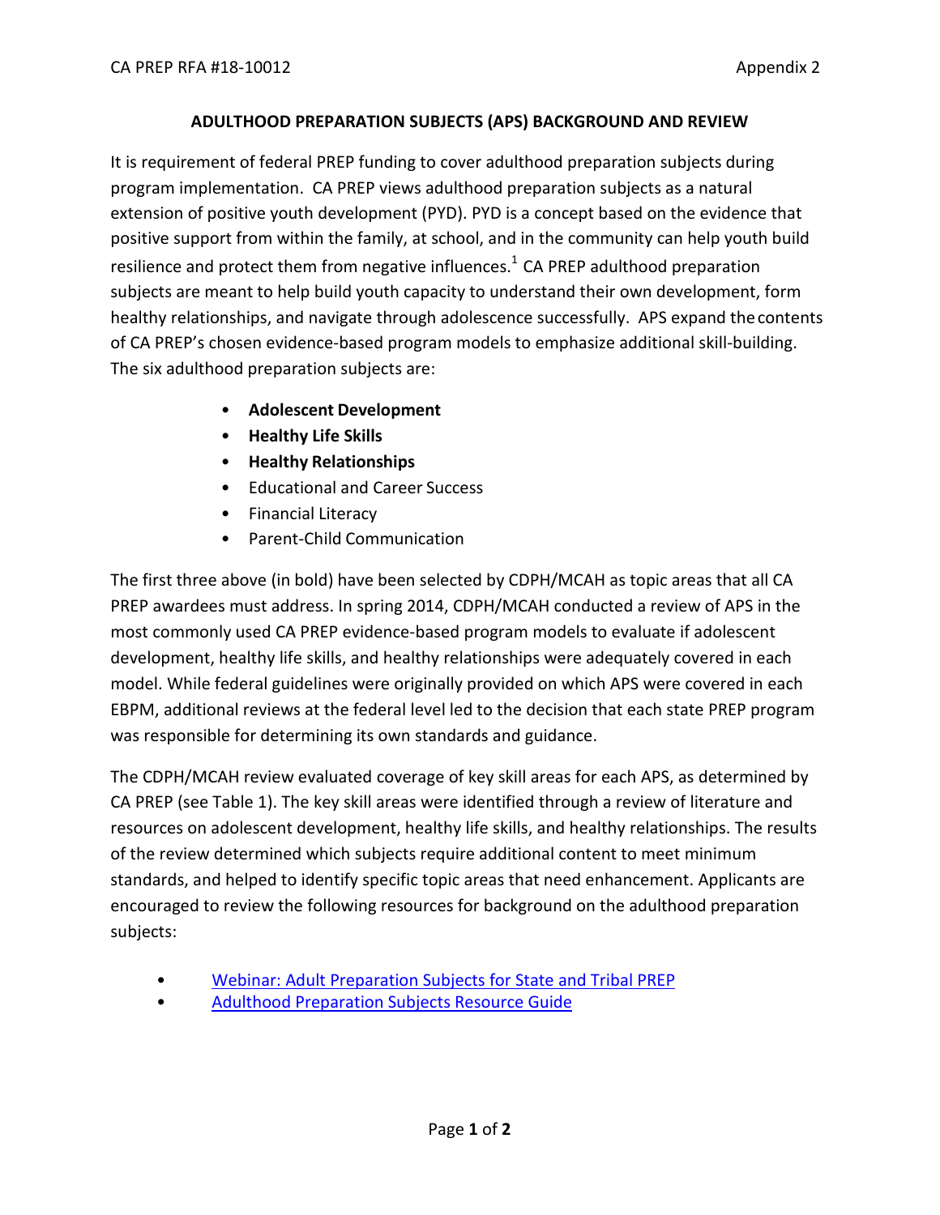## ADULTHOOD PREPARATION SUBJECTS (APS) BACKGROUND AND REVIEW

It is requirement of federal PREP funding to cover adulthood preparation subjects during program implementation. CA PREP views adulthood preparation subjects as a natural extension of positive youth development (PYD). PYD is a concept based on the evidence that positive support from within the family, at school, and in the community can help youth build resilience and protect them from negative influences.[1] CA PREP adulthood preparation subjects are meant to help build youth capacity to understand their own development, form healthy relationships, and navigate through adolescence successfully. APS expand the contents of CA PREP's chosen evidence-based program models to emphasize additional skill-building. The six adulthood preparation subjects are:

- **Adolescent Development**
- **Healthy Life Skills**
- **Healthy Relationships**
- Educational and Career Success
- Financial Literacy
- Parent-Child Communication

The first three above (in bold) have been selected by CDPH/MCAH as topic areas that all CA PREP awardees must address. In spring 2014, CDPH/MCAH conducted a review of APS in the most commonly used CA PREP evidence-based program models to evaluate if adolescent development, healthy life skills, and healthy relationships were adequately covered in each model. While federal guidelines were originally provided on which APS were covered in each EBPM, additional reviews at the federal level led to the decision that each state PREP program was responsible for determining its own standards and guidance.

The CDPH/MCAH review evaluated coverage of key skill areas for each APS, as determined by CA PREP (see Table 1). The key skill areas were identified through a review of literature and resources on adolescent development, healthy life skills, and healthy relationships. The results of the review determined which subjects require additional content to meet minimum standards, and helped to identify specific topic areas that need enhancement. Applicants are encouraged to review the following resources for background on the adulthood preparation subjects:

- Webinar: Adult Preparation Subjects for State and Tribal PREP
- Adulthood Preparation Subjects Resource Guide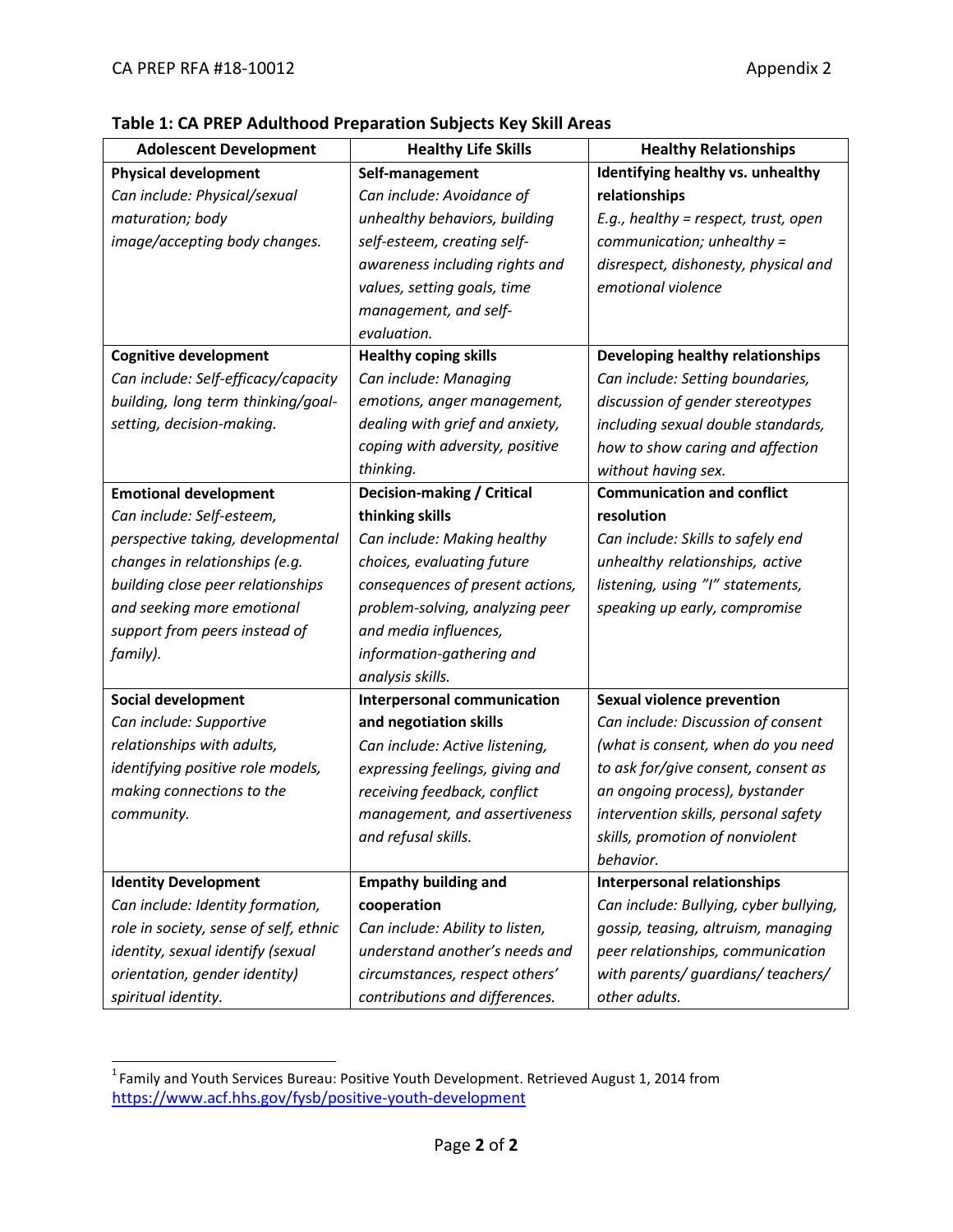**Table 1: CA PREP Adulthood Preparation Subjects Key Skill Areas**

| Adolescent Development | Healthy Life Skills | Healthy Relationships |
|---|---|---|
| **Physical development** *Can include: Physical/sexual maturation; body image/accepting body changes.* | **Self-management** *Can include: Avoidance of unhealthy behaviors, building self-esteem, creating self-awareness including rights and values, setting goals, time management, and self-evaluation.* | **Identifying healthy vs. unhealthy relationships** *E.g., healthy = respect, trust, open communication; unhealthy = disrespect, dishonesty, physical and emotional violence* |
| **Cognitive development** *Can include: Self-efficacy/capacity building, long term thinking/goal-setting, decision-making.* | **Healthy coping skills** *Can include: Managing emotions, anger management, dealing with grief and anxiety, coping with adversity, positive thinking.* | **Developing healthy relationships** *Can include: Setting boundaries, discussion of gender stereotypes including sexual double standards, how to show caring and affection without having sex.* |
| **Emotional development** *Can include: Self-esteem, perspective taking, developmental changes in relationships (e.g. building close peer relationships and seeking more emotional support from peers instead of family).* | **Decision-making / Critical thinking skills** *Can include: Making healthy choices, evaluating future consequences of present actions, problem-solving, analyzing peer and media influences, information-gathering and analysis skills.* | **Communication and conflict resolution** *Can include: Skills to safely end unhealthy relationships, active listening, using "I" statements, speaking up early, compromise* |
| **Social development** *Can include: Supportive relationships with adults, identifying positive role models, making connections to the community.* | **Interpersonal communication and negotiation skills** *Can include: Active listening, expressing feelings, giving and receiving feedback, conflict management, and assertiveness and refusal skills.* | **Sexual violence prevention** *Can include: Discussion of consent (what is consent, when do you need to ask for/give consent, consent as an ongoing process), bystander intervention skills, personal safety skills, promotion of nonviolent behavior.* |
| **Identity Development** *Can include: Identity formation, role in society, sense of self, ethnic identity, sexual identify (sexual orientation, gender identity) spiritual identity.* | **Empathy building and cooperation** *Can include: Ability to listen, understand another's needs and circumstances, respect others' contributions and differences.* | **Interpersonal relationships** *Can include: Bullying, cyber bullying, gossip, teasing, altruism, managing peer relationships, communication with parents/ guardians/ teachers/ other adults.* |

[1] Family and Youth Services Bureau: Positive Youth Development. Retrieved August 1, 2014 from https://www.acf.hhs.gov/fysb/positive-youth-development